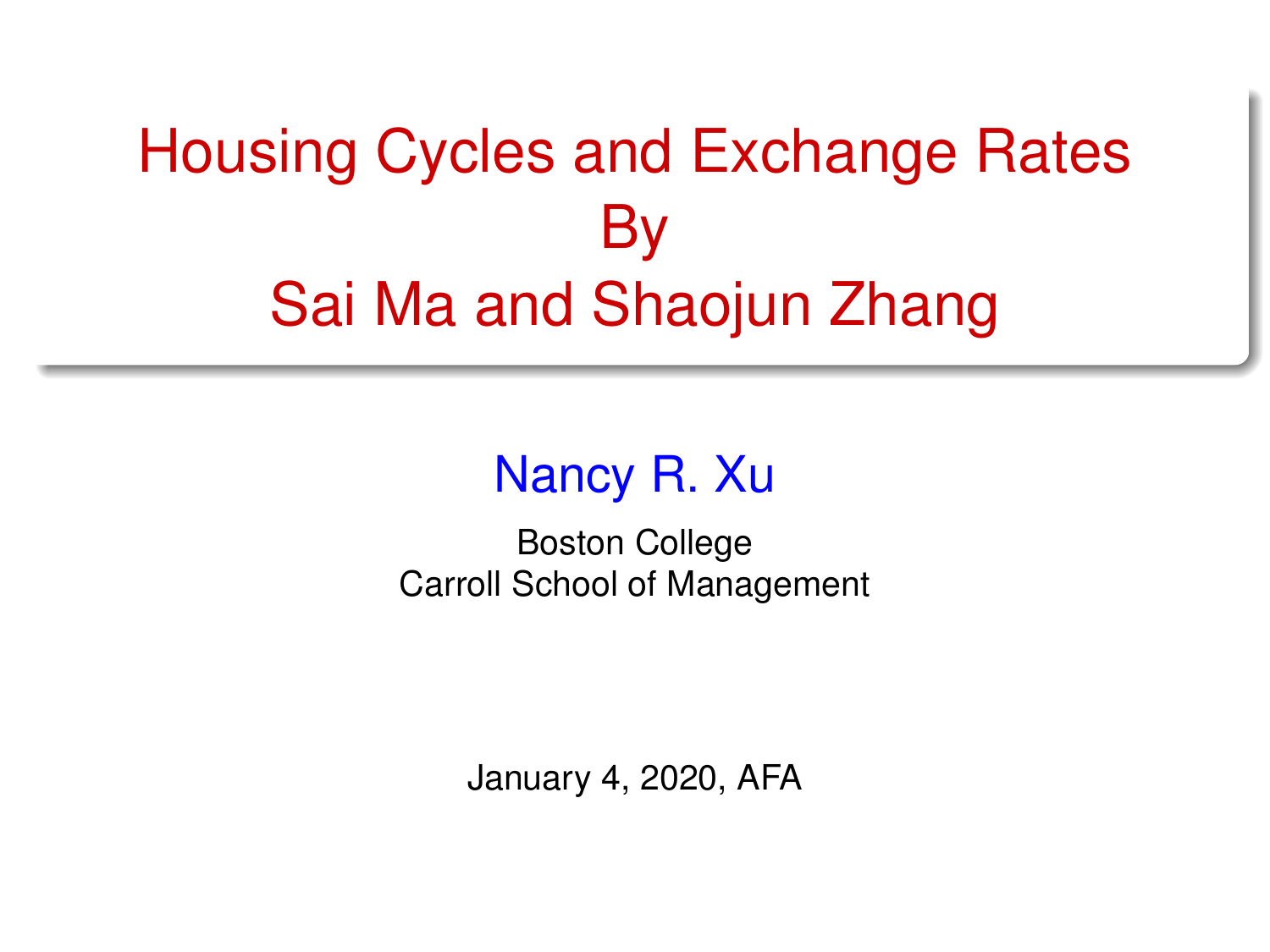# Housing Cycles and Exchange Rates
# By
# Sai Ma and Shaojun Zhang

Nancy R. Xu

Boston College
Carroll School of Management

January 4, 2020, AFA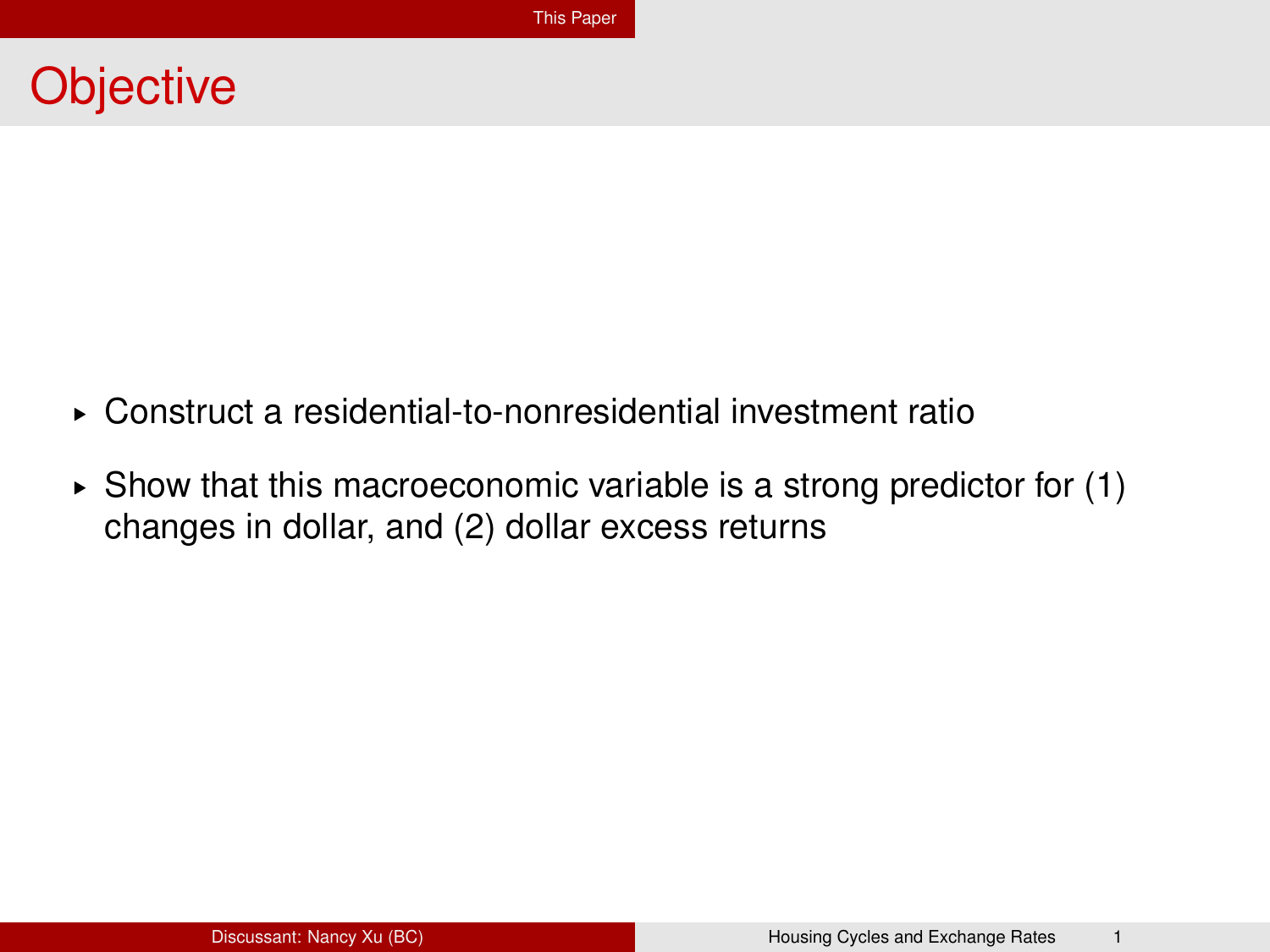# Objective

- Construct a residential-to-nonresidential investment ratio
- Show that this macroeconomic variable is a strong predictor for (1) changes in dollar, and (2) dollar excess returns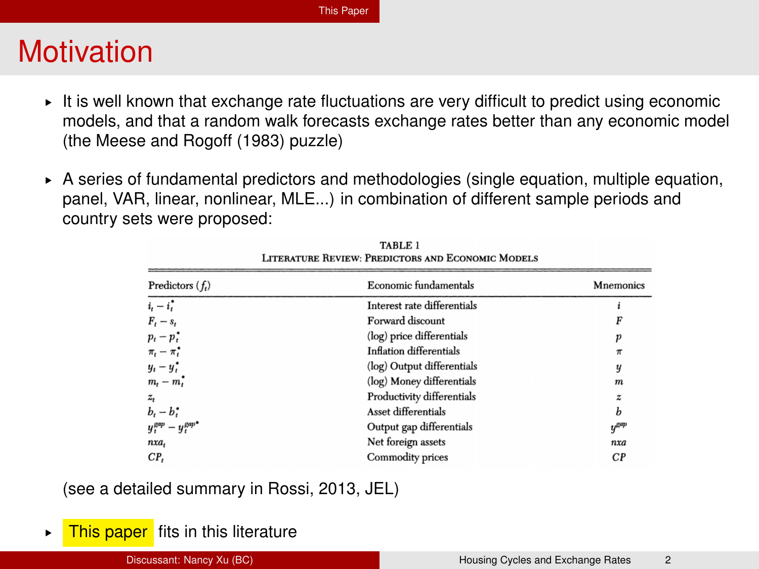# Motivation

- It is well known that exchange rate fluctuations are very difficult to predict using economic models, and that a random walk forecasts exchange rates better than any economic model (the Meese and Rogoff (1983) puzzle)
- A series of fundamental predictors and methodologies (single equation, multiple equation, panel, VAR, linear, nonlinear, MLE...) in combination of different sample periods and country sets were proposed:

TABLE 1
LITERATURE REVIEW: PREDICTORS AND ECONOMIC MODELS

| Predictors ($f_t$) | Economic fundamentals | Mnemonics |
|---|---|---|
| $i_t - i_t^*$ | Interest rate differentials | $i$ |
| $F_t - s_t$ | Forward discount | $F$ |
| $p_t - p_t^*$ | (log) price differentials | $p$ |
| $\pi_t - \pi_t^*$ | Inflation differentials | $\pi$ |
| $y_t - y_t^*$ | (log) Output differentials | $y$ |
| $m_t - m_t^*$ | (log) Money differentials | $m$ |
| $z_t$ | Productivity differentials | $z$ |
| $b_t - b_t^*$ | Asset differentials | $b$ |
| $y_t^{gap} - y_t^{gap*}$ | Output gap differentials | $y^{gap}$ |
| $nxa_t$ | Net foreign assets | $nxa$ |
| $CP_t$ | Commodity prices | $CP$ |

(see a detailed summary in Rossi, 2013, JEL)

- This paper fits in this literature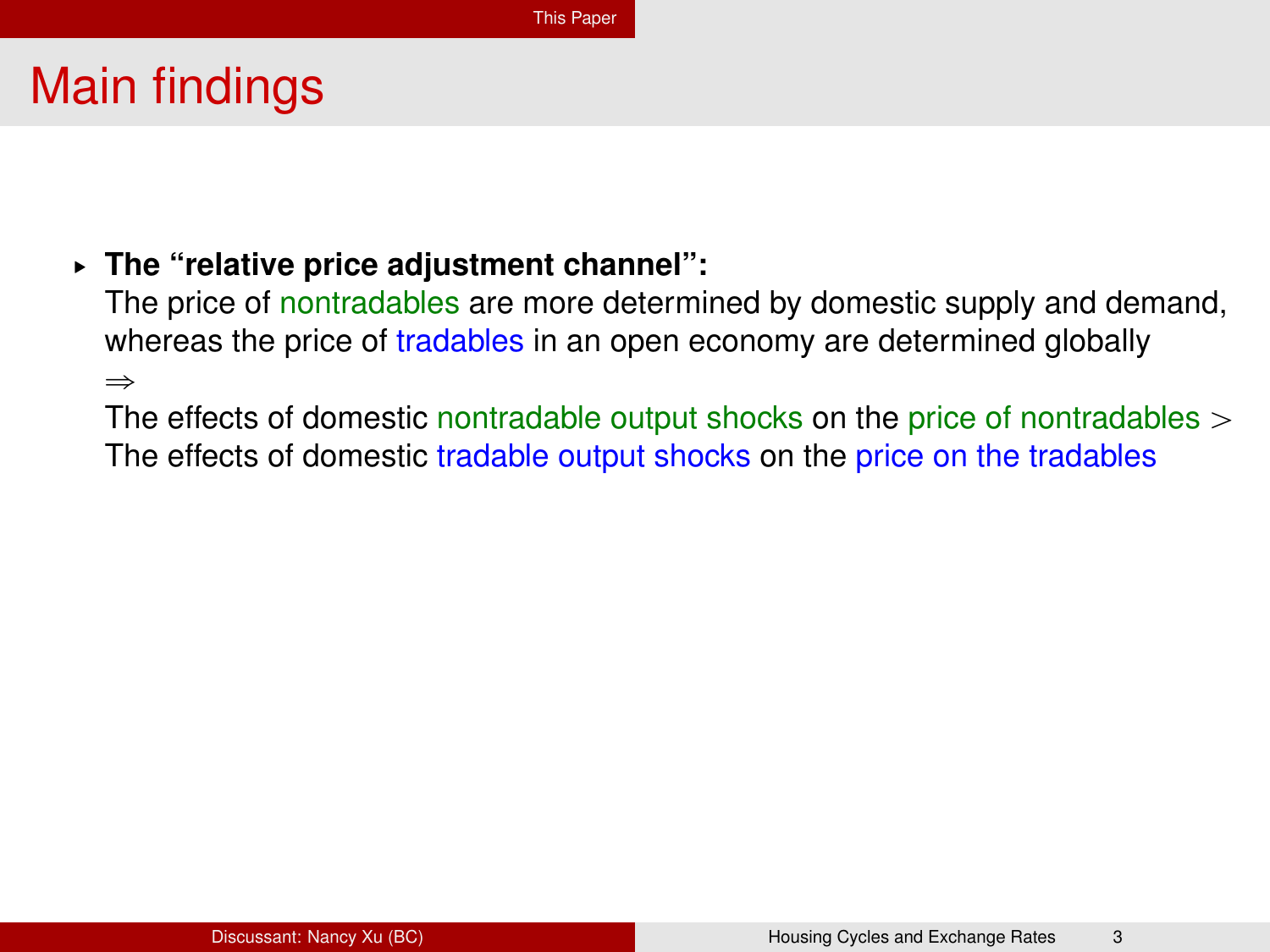# Main findings

- **The "relative price adjustment channel":**
  The price of nontradables are more determined by domestic supply and demand, whereas the price of tradables in an open economy are determined globally
  $\Rightarrow$
  The effects of domestic nontradable output shocks on the price of nontradables $>$ The effects of domestic tradable output shocks on the price on the tradables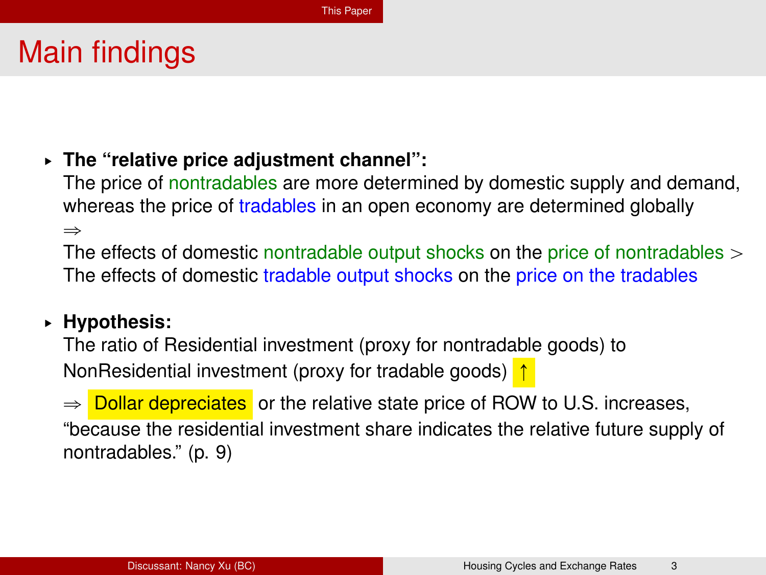# Main findings

- **The "relative price adjustment channel":**
  The price of nontradables are more determined by domestic supply and demand, whereas the price of tradables in an open economy are determined globally
  $\Rightarrow$
  The effects of domestic nontradable output shocks on the price of nontradables $>$ The effects of domestic tradable output shocks on the price on the tradables

- **Hypothesis:**
  The ratio of Residential investment (proxy for nontradable goods) to NonResidential investment (proxy for tradable goods) $\uparrow$
  $\Rightarrow$ Dollar depreciates or the relative state price of ROW to U.S. increases, "because the residential investment share indicates the relative future supply of nontradables." (p. 9)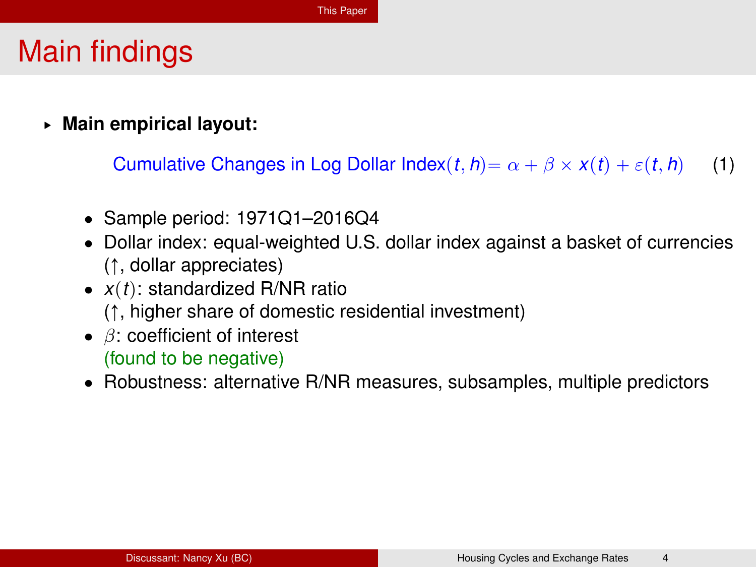# Main findings

- **Main empirical layout:**

$$\text{Cumulative Changes in Log Dollar Index}(t, h) = \alpha + \beta \times x(t) + \varepsilon(t, h) \quad (1)$$

  - Sample period: 1971Q1–2016Q4
  - Dollar index: equal-weighted U.S. dollar index against a basket of currencies (↑, dollar appreciates)
  - $x(t)$: standardized R/NR ratio (↑, higher share of domestic residential investment)
  - $\beta$: coefficient of interest (found to be negative)
  - Robustness: alternative R/NR measures, subsamples, multiple predictors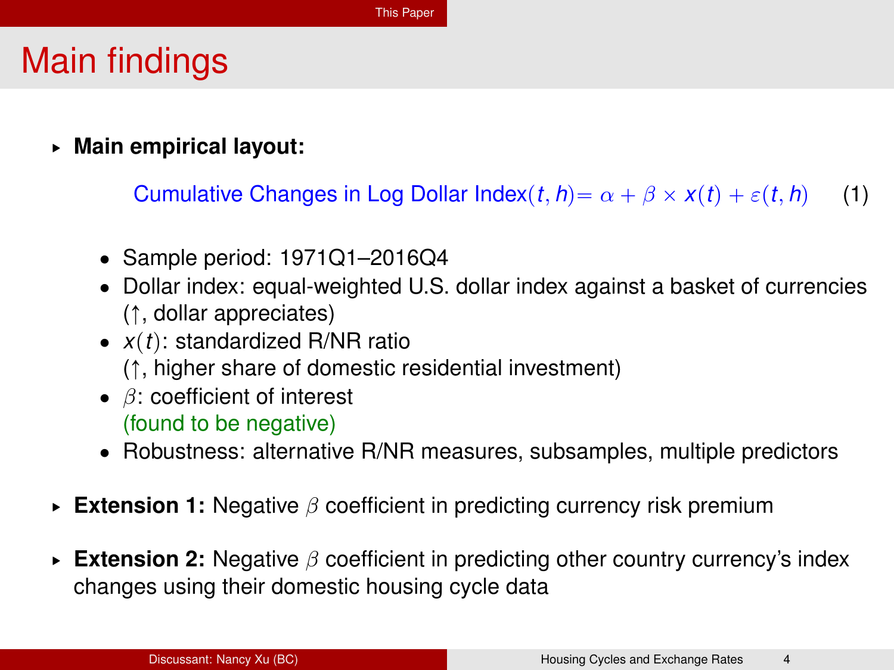# Main findings

- **Main empirical layout:**

$$\text{Cumulative Changes in Log Dollar Index}(t,h) = \alpha + \beta \times x(t) + \varepsilon(t,h) \qquad (1)$$

  - Sample period: 1971Q1–2016Q4
  - Dollar index: equal-weighted U.S. dollar index against a basket of currencies (↑, dollar appreciates)
  - $x(t)$: standardized R/NR ratio (↑, higher share of domestic residential investment)
  - $\beta$: coefficient of interest (found to be negative)
  - Robustness: alternative R/NR measures, subsamples, multiple predictors

- **Extension 1:** Negative $\beta$ coefficient in predicting currency risk premium

- **Extension 2:** Negative $\beta$ coefficient in predicting other country currency's index changes using their domestic housing cycle data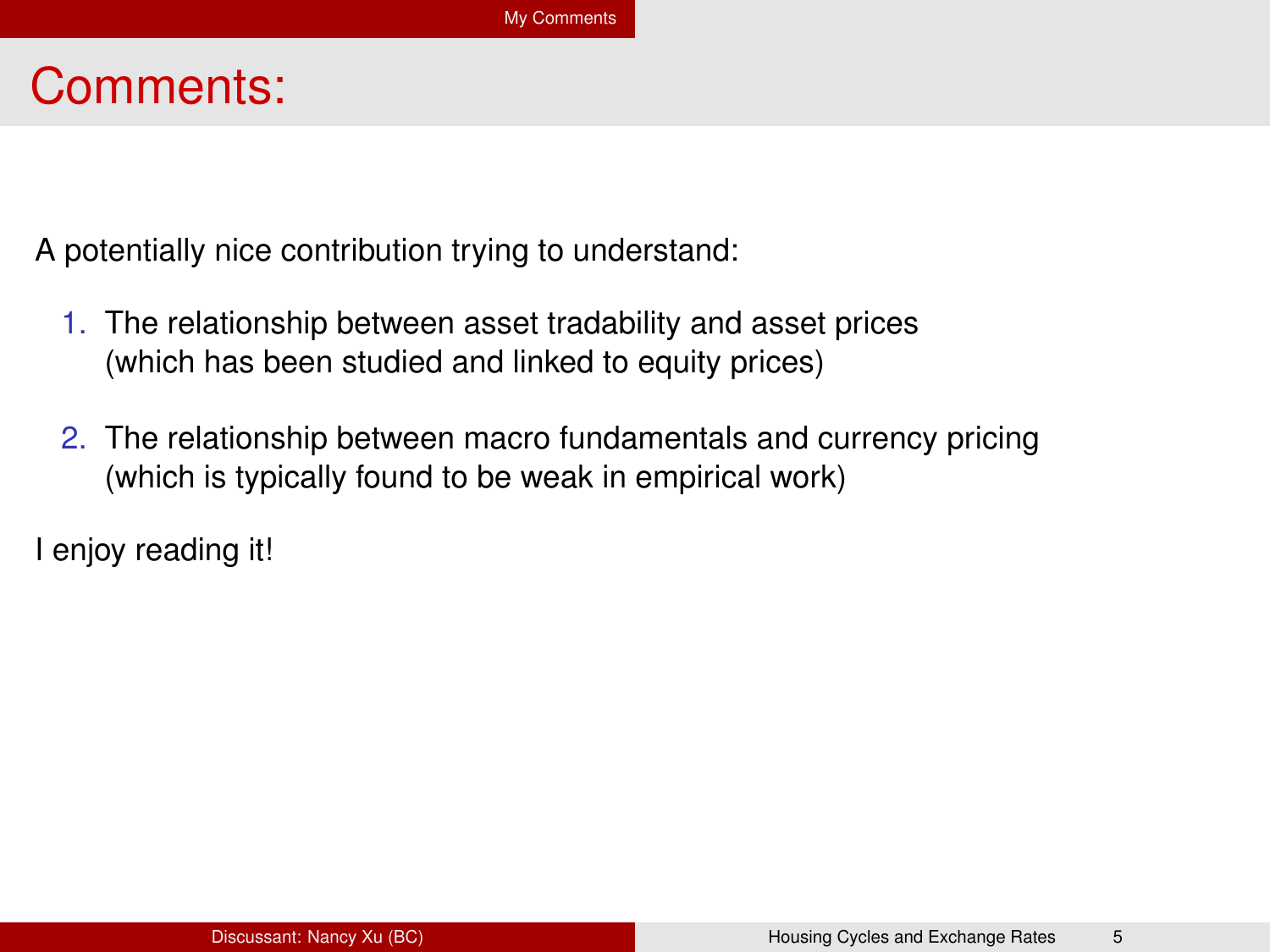# Comments:

A potentially nice contribution trying to understand:

1. The relationship between asset tradability and asset prices (which has been studied and linked to equity prices)
2. The relationship between macro fundamentals and currency pricing (which is typically found to be weak in empirical work)

I enjoy reading it!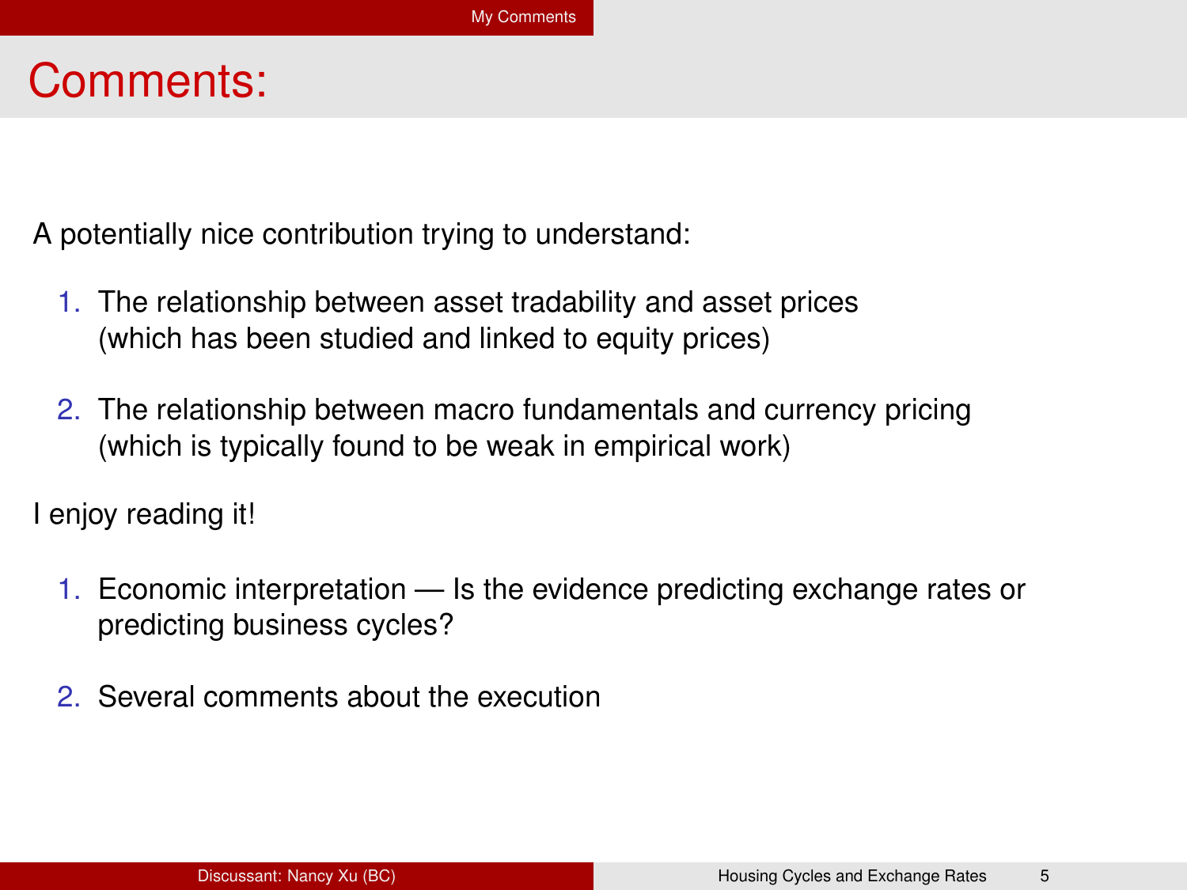# Comments:

A potentially nice contribution trying to understand:

1. The relationship between asset tradability and asset prices (which has been studied and linked to equity prices)
2. The relationship between macro fundamentals and currency pricing (which is typically found to be weak in empirical work)

I enjoy reading it!

1. Economic interpretation — Is the evidence predicting exchange rates or predicting business cycles?
2. Several comments about the execution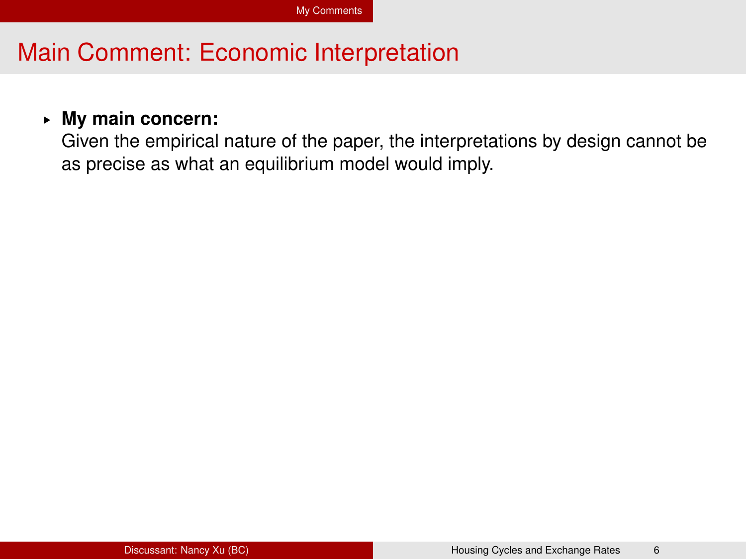# Main Comment: Economic Interpretation

- **My main concern:**
  Given the empirical nature of the paper, the interpretations by design cannot be as precise as what an equilibrium model would imply.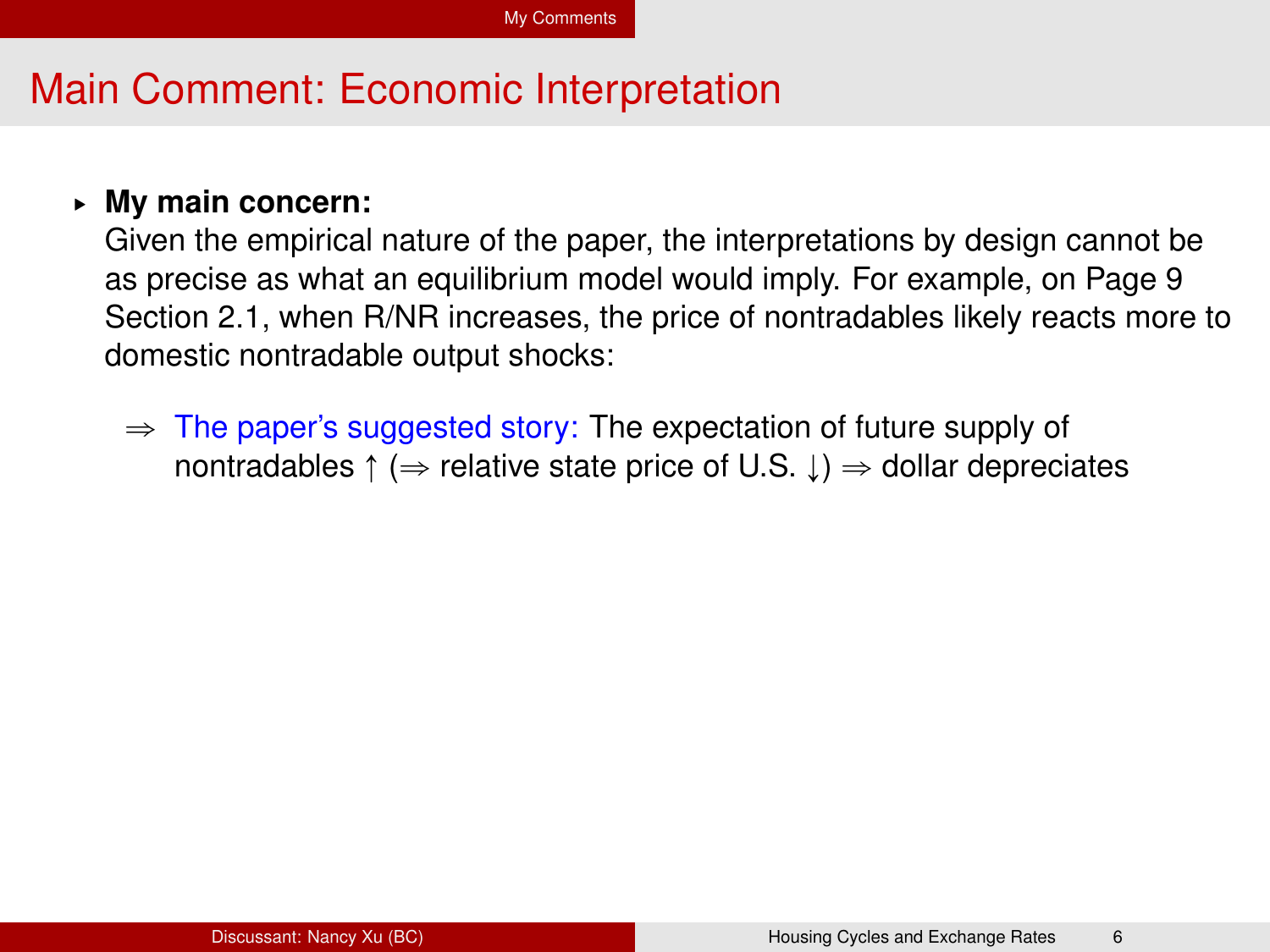# Main Comment: Economic Interpretation

- **My main concern:**
  Given the empirical nature of the paper, the interpretations by design cannot be as precise as what an equilibrium model would imply. For example, on Page 9 Section 2.1, when R/NR increases, the price of nontradables likely reacts more to domestic nontradable output shocks:

  $\Rightarrow$ The paper's suggested story: The expectation of future supply of nontradables $\uparrow$ ($\Rightarrow$ relative state price of U.S. $\downarrow$) $\Rightarrow$ dollar depreciates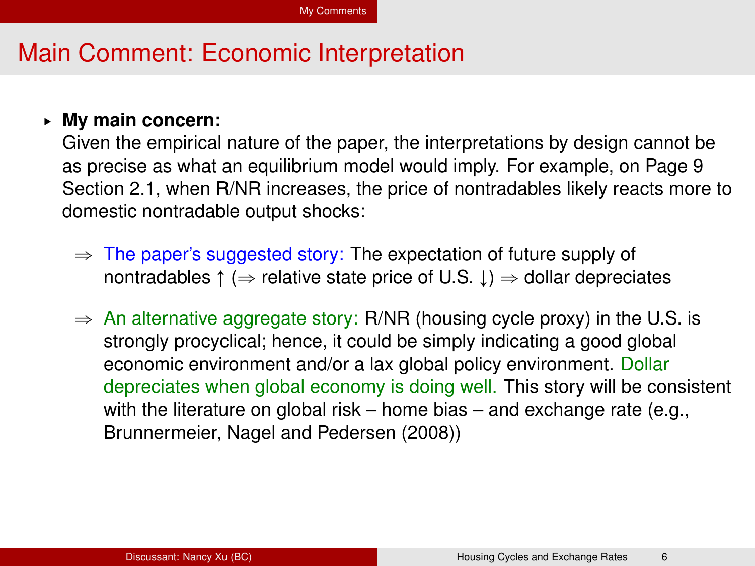# Main Comment: Economic Interpretation

- **My main concern:**
  Given the empirical nature of the paper, the interpretations by design cannot be as precise as what an equilibrium model would imply. For example, on Page 9 Section 2.1, when R/NR increases, the price of nontradables likely reacts more to domestic nontradable output shocks:

  $\Rightarrow$ The paper's suggested story: The expectation of future supply of nontradables $\uparrow$ ($\Rightarrow$ relative state price of U.S. $\downarrow$) $\Rightarrow$ dollar depreciates

  $\Rightarrow$ An alternative aggregate story: R/NR (housing cycle proxy) in the U.S. is strongly procyclical; hence, it could be simply indicating a good global economic environment and/or a lax global policy environment. Dollar depreciates when global economy is doing well. This story will be consistent with the literature on global risk – home bias – and exchange rate (e.g., Brunnermeier, Nagel and Pedersen (2008))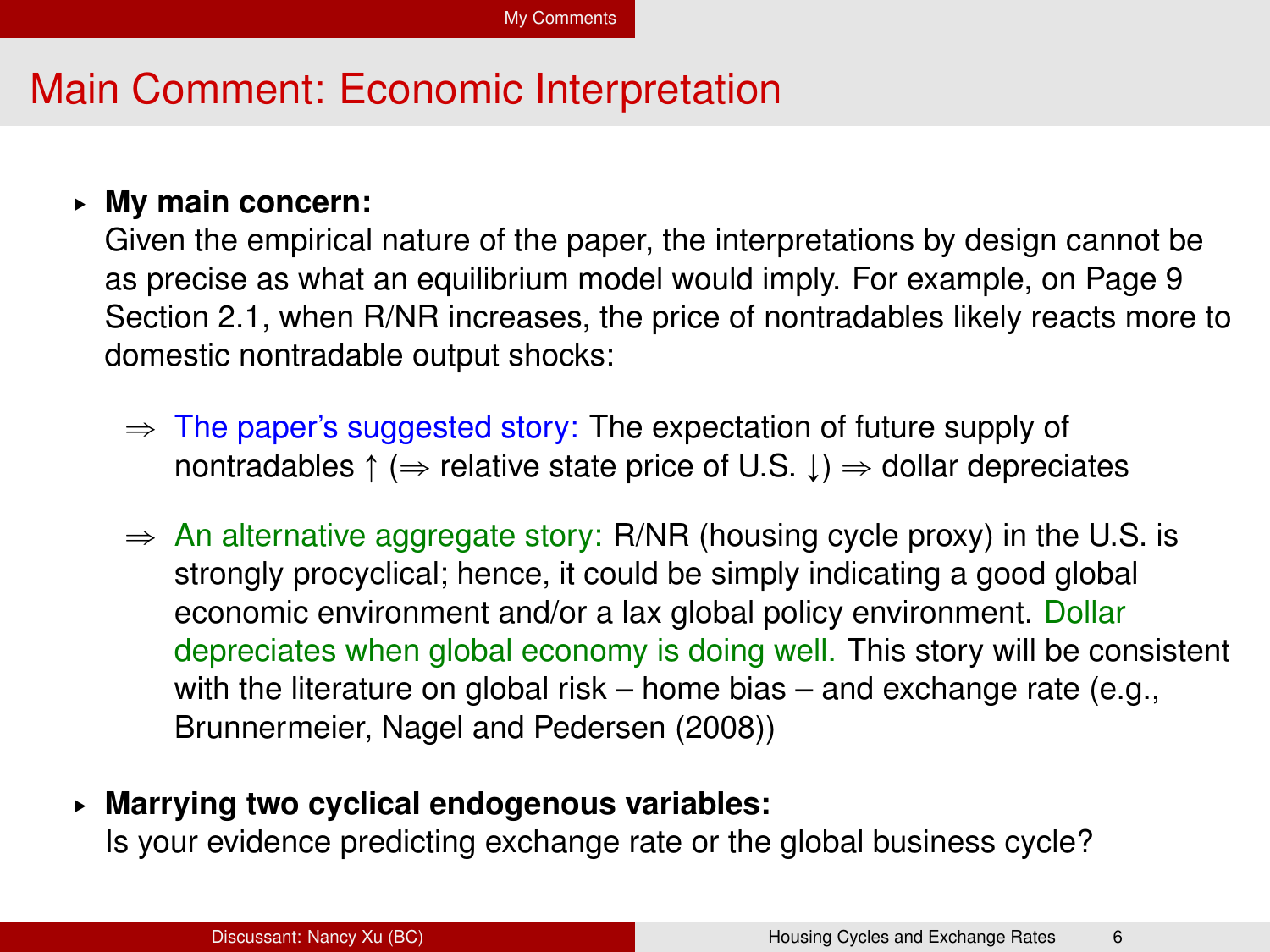# Main Comment: Economic Interpretation

- **My main concern:**
  Given the empirical nature of the paper, the interpretations by design cannot be as precise as what an equilibrium model would imply. For example, on Page 9 Section 2.1, when R/NR increases, the price of nontradables likely reacts more to domestic nontradable output shocks:

  $\Rightarrow$ The paper's suggested story: The expectation of future supply of nontradables $\uparrow$ ($\Rightarrow$ relative state price of U.S. $\downarrow$) $\Rightarrow$ dollar depreciates

  $\Rightarrow$ An alternative aggregate story: R/NR (housing cycle proxy) in the U.S. is strongly procyclical; hence, it could be simply indicating a good global economic environment and/or a lax global policy environment. Dollar depreciates when global economy is doing well. This story will be consistent with the literature on global risk – home bias – and exchange rate (e.g., Brunnermeier, Nagel and Pedersen (2008))

- **Marrying two cyclical endogenous variables:**
  Is your evidence predicting exchange rate or the global business cycle?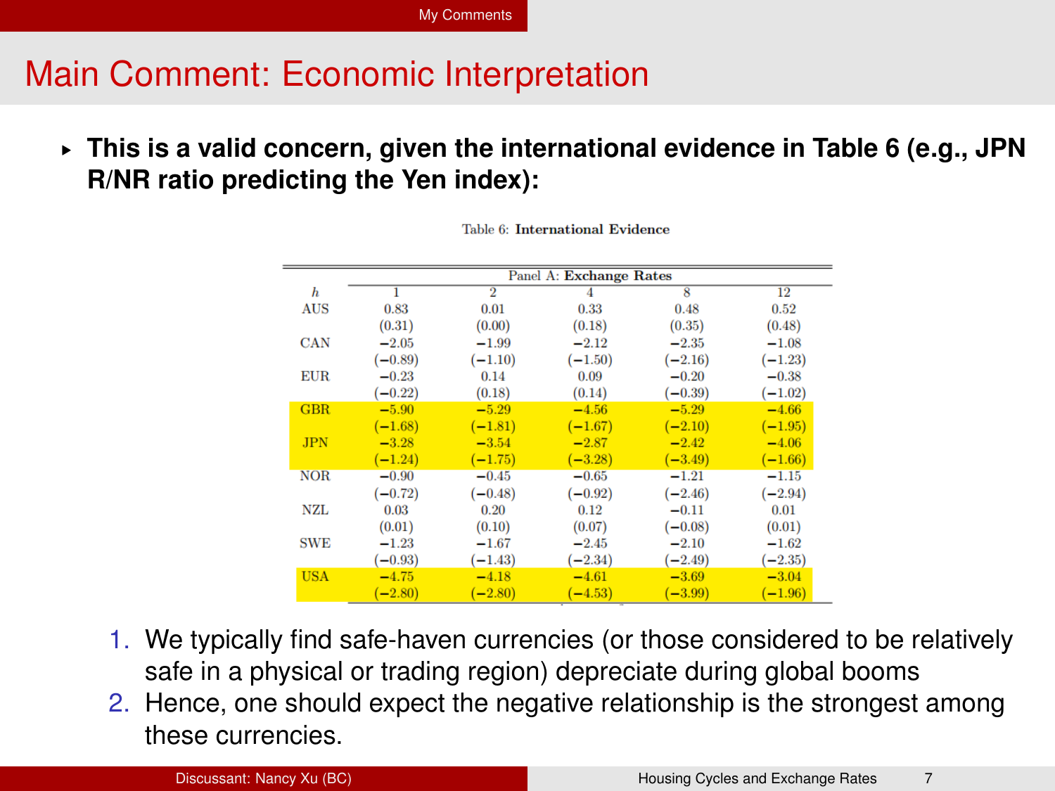# Main Comment: Economic Interpretation

- **This is a valid concern, given the international evidence in Table 6 (e.g., JPN R/NR ratio predicting the Yen index):**

Table 6: **International Evidence**

| | Panel A: **Exchange Rates** | | | | |
|---|---|---|---|---|---|
| $h$ | 1 | 2 | 4 | 8 | 12 |
| AUS | 0.83 | 0.01 | 0.33 | 0.48 | 0.52 |
| | (0.31) | (0.00) | (0.18) | (0.35) | (0.48) |
| CAN | −2.05 | −1.99 | −2.12 | −2.35 | −1.08 |
| | (−0.89) | (−1.10) | (−1.50) | (−2.16) | (−1.23) |
| EUR | −0.23 | 0.14 | 0.09 | −0.20 | −0.38 |
| | (−0.22) | (0.18) | (0.14) | (−0.39) | (−1.02) |
| GBR | −5.90 | −5.29 | −4.56 | −5.29 | −4.66 |
| | (−1.68) | (−1.81) | (−1.67) | (−2.10) | (−1.95) |
| JPN | −3.28 | −3.54 | −2.87 | −2.42 | −4.06 |
| | (−1.24) | (−1.75) | (−3.28) | (−3.49) | (−1.66) |
| NOR | −0.90 | −0.45 | −0.65 | −1.21 | −1.15 |
| | (−0.72) | (−0.48) | (−0.92) | (−2.46) | (−2.94) |
| NZL | 0.03 | 0.20 | 0.12 | −0.11 | 0.01 |
| | (0.01) | (0.10) | (0.07) | (−0.08) | (0.01) |
| SWE | −1.23 | −1.67 | −2.45 | −2.10 | −1.62 |
| | (−0.93) | (−1.43) | (−2.34) | (−2.49) | (−2.35) |
| USA | −4.75 | −4.18 | −4.61 | −3.69 | −3.04 |
| | (−2.80) | (−2.80) | (−4.53) | (−3.99) | (−1.96) |

1. We typically find safe-haven currencies (or those considered to be relatively safe in a physical or trading region) depreciate during global booms
2. Hence, one should expect the negative relationship is the strongest among these currencies.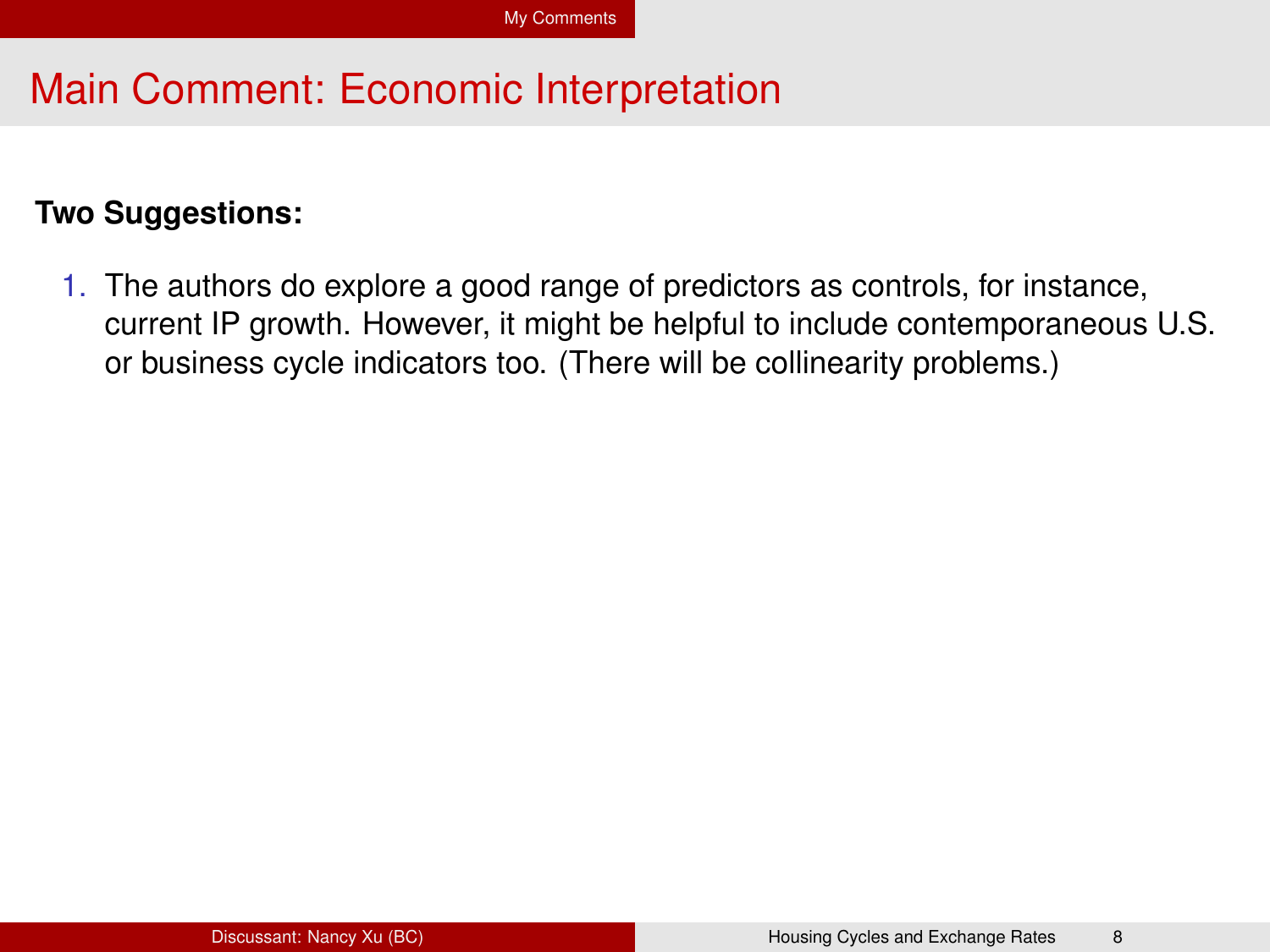# Main Comment: Economic Interpretation

**Two Suggestions:**

1. The authors do explore a good range of predictors as controls, for instance, current IP growth. However, it might be helpful to include contemporaneous U.S. or business cycle indicators too. (There will be collinearity problems.)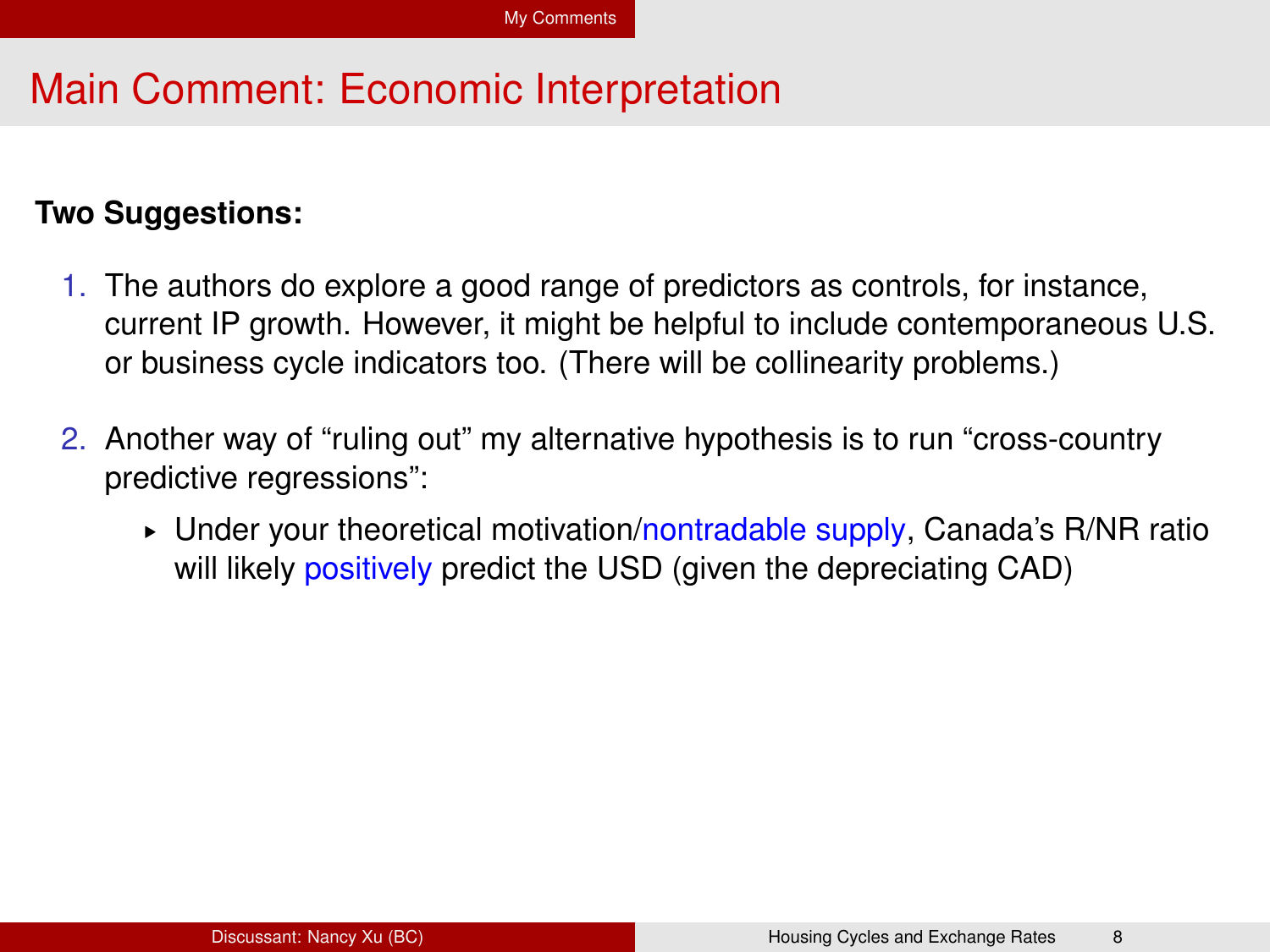# Main Comment: Economic Interpretation

**Two Suggestions:**

1. The authors do explore a good range of predictors as controls, for instance, current IP growth. However, it might be helpful to include contemporaneous U.S. or business cycle indicators too. (There will be collinearity problems.)

2. Another way of "ruling out" my alternative hypothesis is to run "cross-country predictive regressions":
   - Under your theoretical motivation/nontradable supply, Canada's R/NR ratio will likely positively predict the USD (given the depreciating CAD)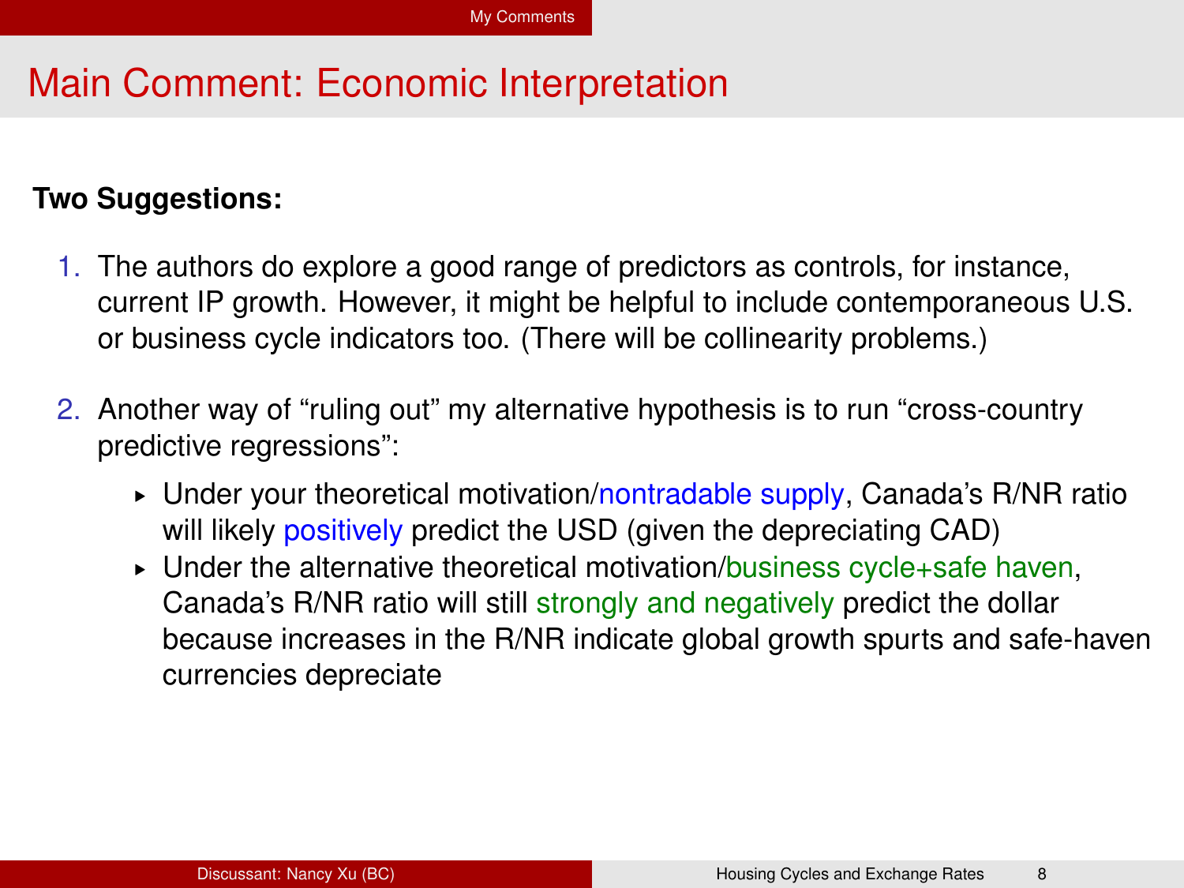# Main Comment: Economic Interpretation

**Two Suggestions:**

1. The authors do explore a good range of predictors as controls, for instance, current IP growth. However, it might be helpful to include contemporaneous U.S. or business cycle indicators too. (There will be collinearity problems.)

2. Another way of "ruling out" my alternative hypothesis is to run "cross-country predictive regressions":
   - Under your theoretical motivation/nontradable supply, Canada's R/NR ratio will likely positively predict the USD (given the depreciating CAD)
   - Under the alternative theoretical motivation/business cycle+safe haven, Canada's R/NR ratio will still strongly and negatively predict the dollar because increases in the R/NR indicate global growth spurts and safe-haven currencies depreciate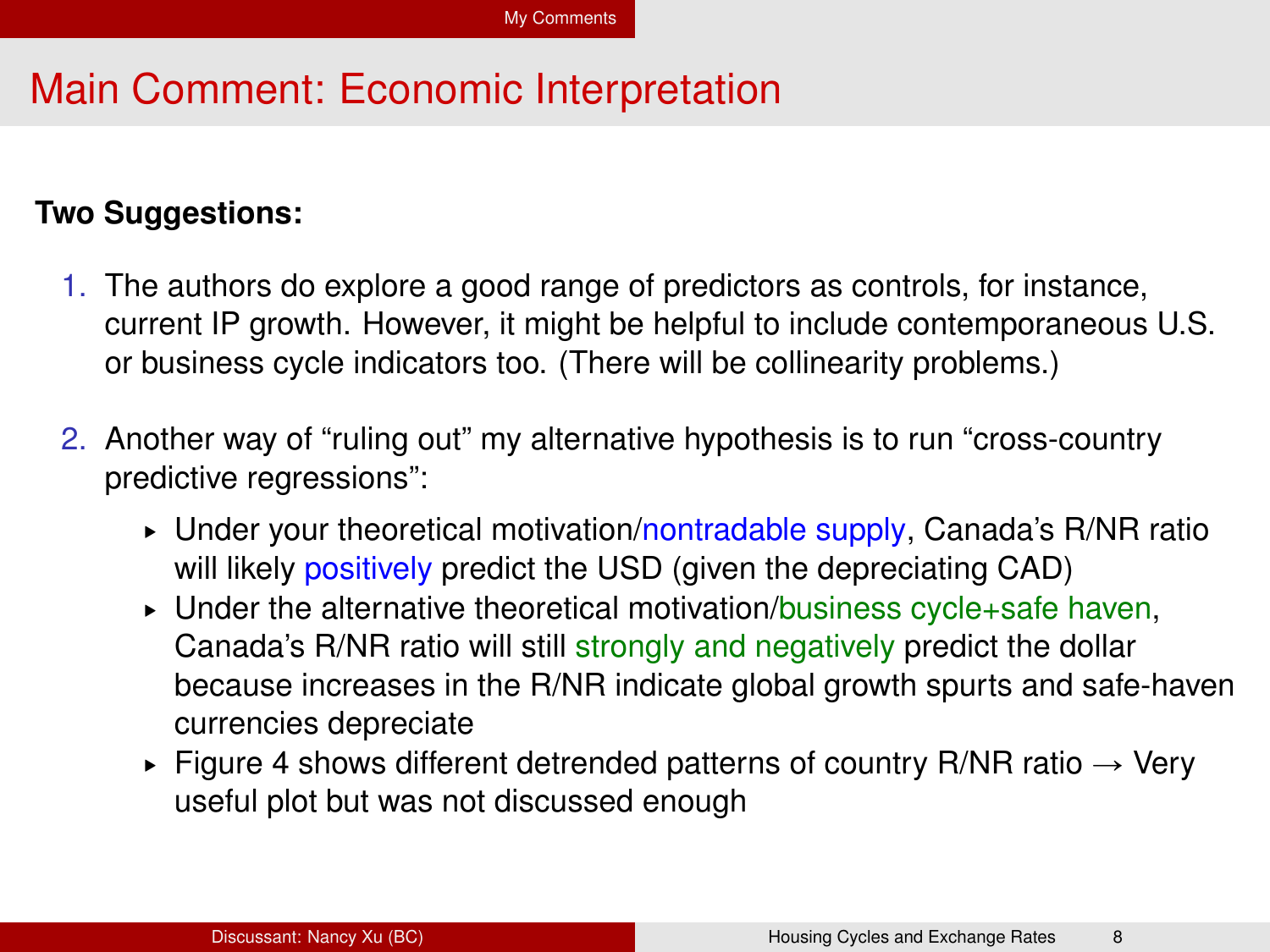# Main Comment: Economic Interpretation

**Two Suggestions:**

1. The authors do explore a good range of predictors as controls, for instance, current IP growth. However, it might be helpful to include contemporaneous U.S. or business cycle indicators too. (There will be collinearity problems.)
2. Another way of "ruling out" my alternative hypothesis is to run "cross-country predictive regressions":
   - Under your theoretical motivation/nontradable supply, Canada's R/NR ratio will likely positively predict the USD (given the depreciating CAD)
   - Under the alternative theoretical motivation/business cycle+safe haven, Canada's R/NR ratio will still strongly and negatively predict the dollar because increases in the R/NR indicate global growth spurts and safe-haven currencies depreciate
   - Figure 4 shows different detrended patterns of country R/NR ratio → Very useful plot but was not discussed enough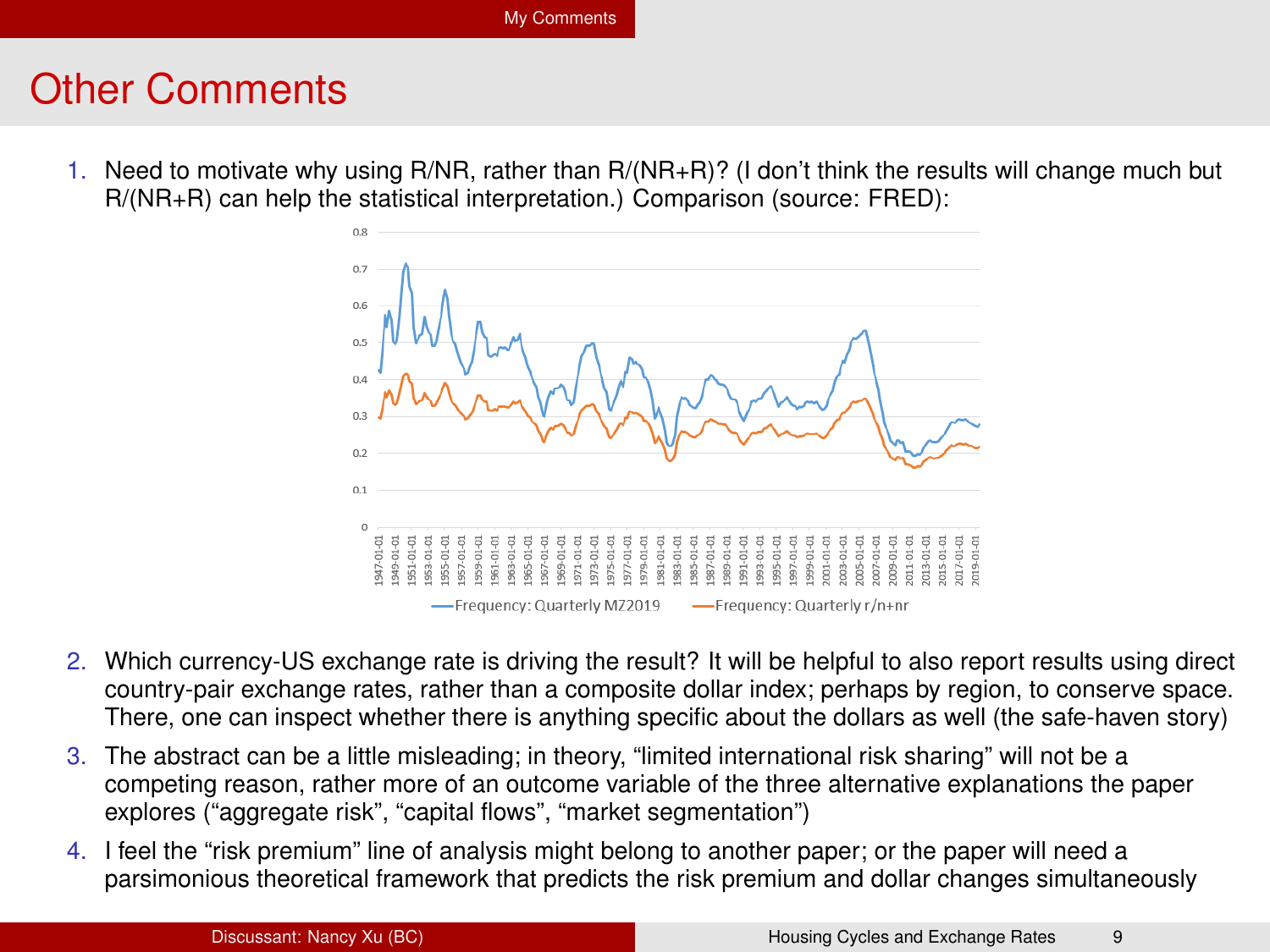# Other Comments

1. Need to motivate why using R/NR, rather than R/(NR+R)? (I don't think the results will change much but R/(NR+R) can help the statistical interpretation.) Comparison (source: FRED):

2. Which currency-US exchange rate is driving the result? It will be helpful to also report results using direct country-pair exchange rates, rather than a composite dollar index; perhaps by region, to conserve space. There, one can inspect whether there is anything specific about the dollars as well (the safe-haven story)

3. The abstract can be a little misleading; in theory, "limited international risk sharing" will not be a competing reason, rather more of an outcome variable of the three alternative explanations the paper explores ("aggregate risk", "capital flows", "market segmentation")

4. I feel the "risk premium" line of analysis might belong to another paper; or the paper will need a parsimonious theoretical framework that predicts the risk premium and dollar changes simultaneously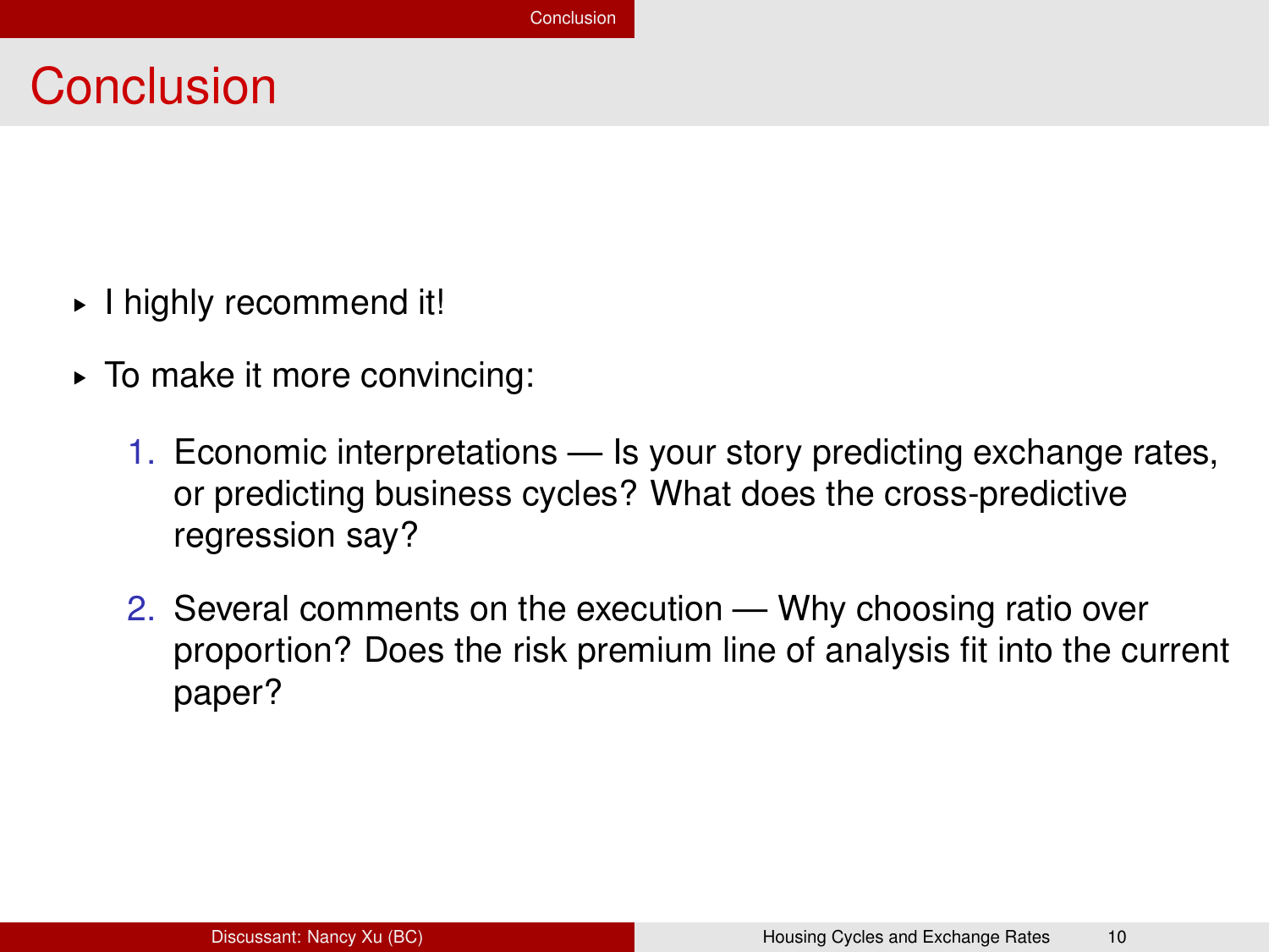# Conclusion

- I highly recommend it!
- To make it more convincing:
  1. Economic interpretations — Is your story predicting exchange rates, or predicting business cycles? What does the cross-predictive regression say?
  2. Several comments on the execution — Why choosing ratio over proportion? Does the risk premium line of analysis fit into the current paper?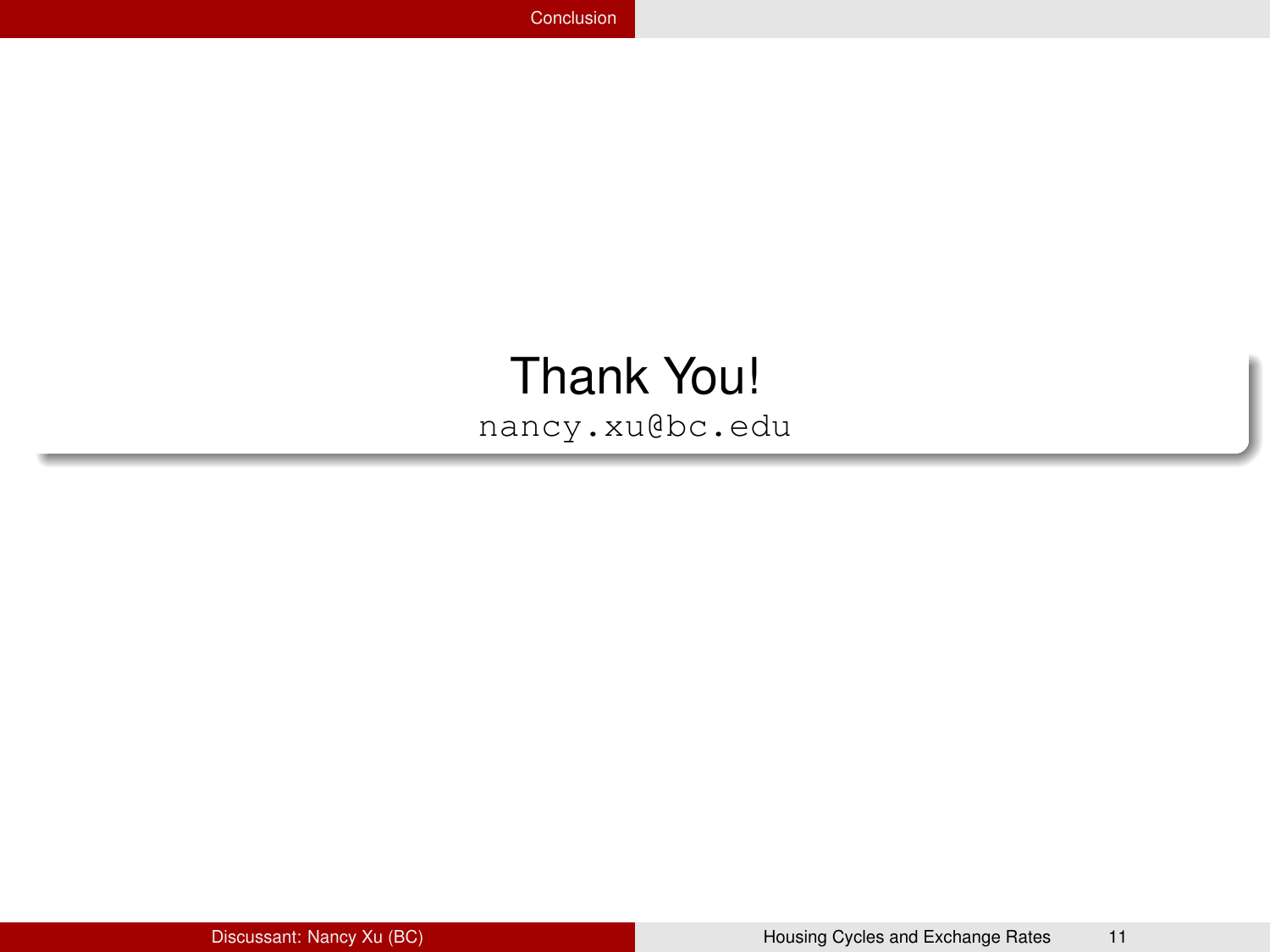# Thank You!

nancy.xu@bc.edu